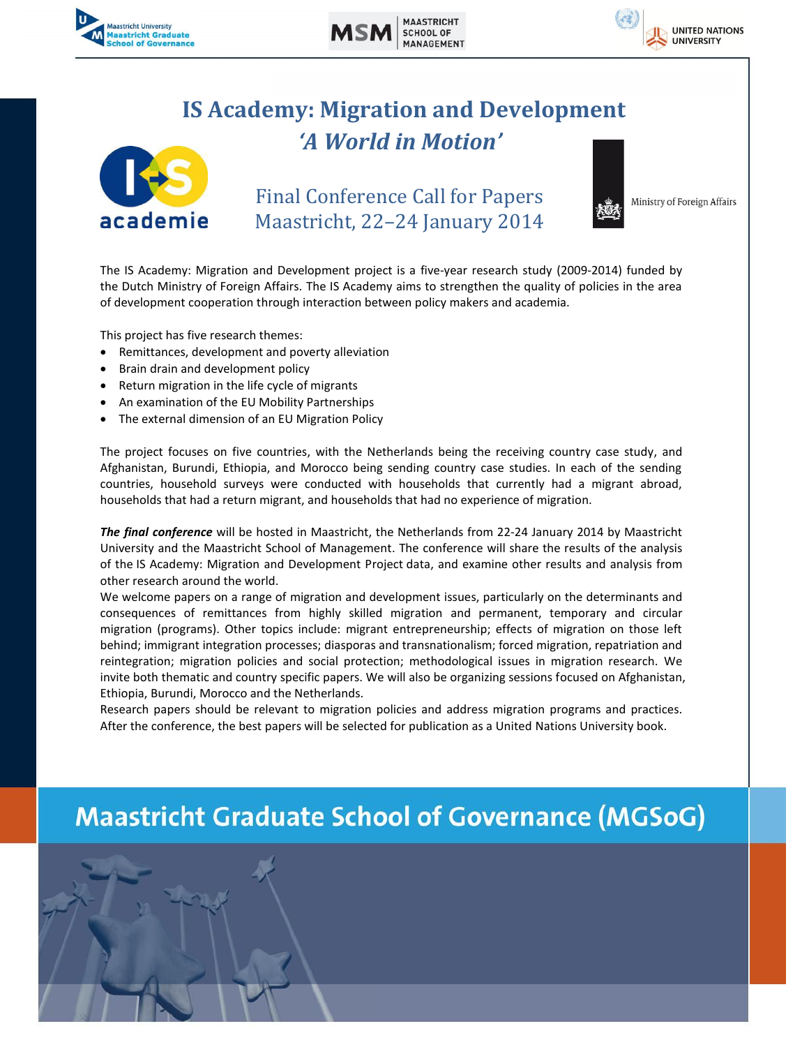# IS Academy: Migration and Development

## *'A World in Motion'*

### Final Conference Call for Papers
### Maastricht, 22–24 January 2014

The IS Academy: Migration and Development project is a five-year research study (2009-2014) funded by the Dutch Ministry of Foreign Affairs. The IS Academy aims to strengthen the quality of policies in the area of development cooperation through interaction between policy makers and academia.

This project has five research themes:

- Remittances, development and poverty alleviation
- Brain drain and development policy
- Return migration in the life cycle of migrants
- An examination of the EU Mobility Partnerships
- The external dimension of an EU Migration Policy

The project focuses on five countries, with the Netherlands being the receiving country case study, and Afghanistan, Burundi, Ethiopia, and Morocco being sending country case studies. In each of the sending countries, household surveys were conducted with households that currently had a migrant abroad, households that had a return migrant, and households that had no experience of migration.

***The final conference*** will be hosted in Maastricht, the Netherlands from 22-24 January 2014 by Maastricht University and the Maastricht School of Management. The conference will share the results of the analysis of the IS Academy: Migration and Development Project data, and examine other results and analysis from other research around the world.

We welcome papers on a range of migration and development issues, particularly on the determinants and consequences of remittances from highly skilled migration and permanent, temporary and circular migration (programs). Other topics include: migrant entrepreneurship; effects of migration on those left behind; immigrant integration processes; diasporas and transnationalism; forced migration, repatriation and reintegration; migration policies and social protection; methodological issues in migration research. We invite both thematic and country specific papers. We will also be organizing sessions focused on Afghanistan, Ethiopia, Burundi, Morocco and the Netherlands.

Research papers should be relevant to migration policies and address migration programs and practices. After the conference, the best papers will be selected for publication as a United Nations University book.

## Maastricht Graduate School of Governance (MGSoG)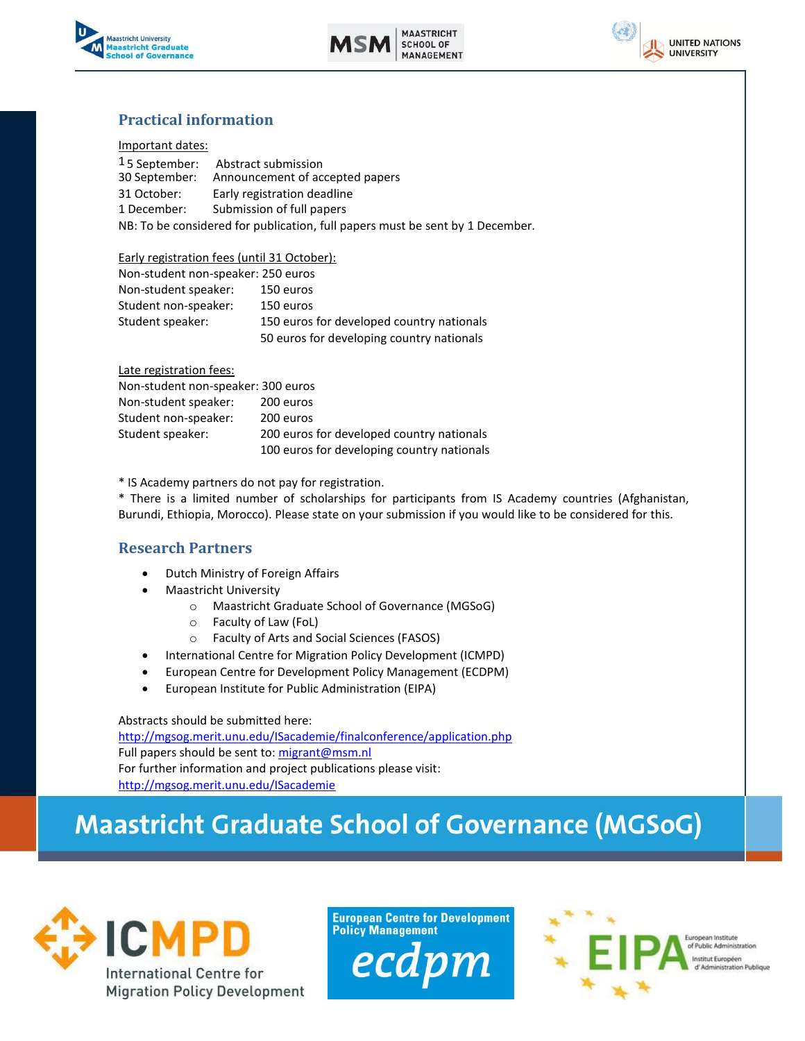## Practical information

Important dates:

15 September: Abstract submission
30 September: Announcement of accepted papers
31 October: Early registration deadline
1 December: Submission of full papers
NB: To be considered for publication, full papers must be sent by 1 December.

Early registration fees (until 31 October):

Non-student non-speaker: 250 euros
Non-student speaker: 150 euros
Student non-speaker: 150 euros
Student speaker: 150 euros for developed country nationals
50 euros for developing country nationals

Late registration fees:

Non-student non-speaker: 300 euros
Non-student speaker: 200 euros
Student non-speaker: 200 euros
Student speaker: 200 euros for developed country nationals
100 euros for developing country nationals

* IS Academy partners do not pay for registration.
* There is a limited number of scholarships for participants from IS Academy countries (Afghanistan, Burundi, Ethiopia, Morocco). Please state on your submission if you would like to be considered for this.

## Research Partners

- Dutch Ministry of Foreign Affairs
- Maastricht University
  - Maastricht Graduate School of Governance (MGSoG)
  - Faculty of Law (FoL)
  - Faculty of Arts and Social Sciences (FASOS)
- International Centre for Migration Policy Development (ICMPD)
- European Centre for Development Policy Management (ECDPM)
- European Institute for Public Administration (EIPA)

Abstracts should be submitted here:
http://mgsog.merit.unu.edu/ISacademie/finalconference/application.php
Full papers should be sent to: migrant@msm.nl
For further information and project publications please visit:
http://mgsog.merit.unu.edu/ISacademie

# Maastricht Graduate School of Governance (MGSoG)